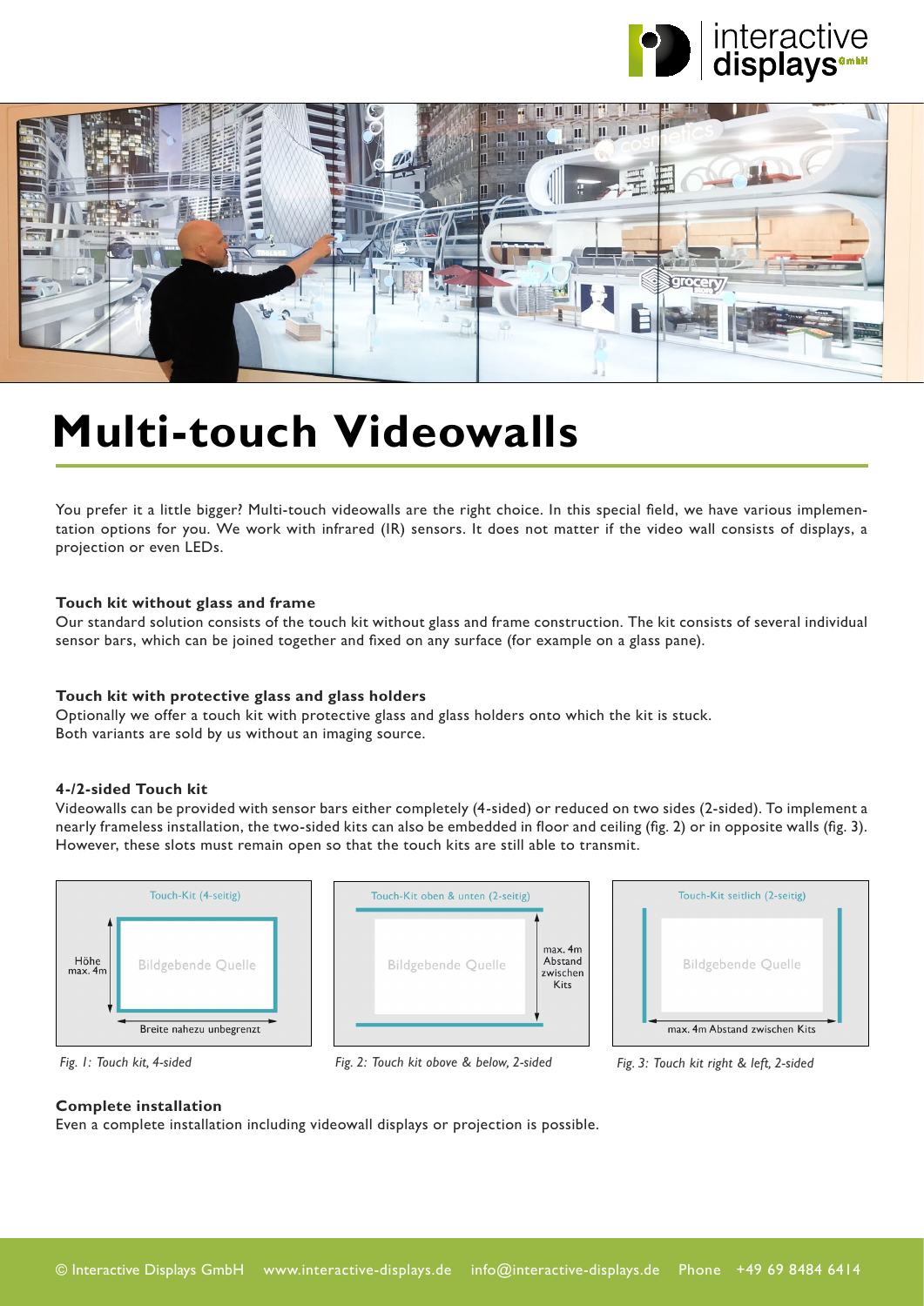# Multi-touch Videowalls

You prefer it a little bigger? Multi-touch videowalls are the right choice. In this special field, we have various implementation options for you. We work with infrared (IR) sensors. It does not matter if the video wall consists of displays, a projection or even LEDs.

### Touch kit without glass and frame

Our standard solution consists of the touch kit without glass and frame construction. The kit consists of several individual sensor bars, which can be joined together and fixed on any surface (for example on a glass pane).

### Touch kit with protective glass and glass holders

Optionally we offer a touch kit with protective glass and glass holders onto which the kit is stuck.
Both variants are sold by us without an imaging source.

### 4-/2-sided Touch kit

Videowalls can be provided with sensor bars either completely (4-sided) or reduced on two sides (2-sided). To implement a nearly frameless installation, the two-sided kits can also be embedded in floor and ceiling (fig. 2) or in opposite walls (fig. 3). However, these slots must remain open so that the touch kits are still able to transmit.

Touch-Kit (4-seitig)
Höhe max. 4m
Bildgebende Quelle
Breite nahezu unbegrenzt

*Fig. 1: Touch kit, 4-sided*

Touch-Kit oben & unten (2-seitig)
Bildgebende Quelle
max. 4m Abstand zwischen Kits

*Fig. 2: Touch kit above & below, 2-sided*

Touch-Kit seitlich (2-seitig)
Bildgebende Quelle
max. 4m Abstand zwischen Kits

*Fig. 3: Touch kit right & left, 2-sided*

### Complete installation

Even a complete installation including videowall displays or projection is possible.

© Interactive Displays GmbH www.interactive-displays.de info@interactive-displays.de Phone +49 69 8484 6414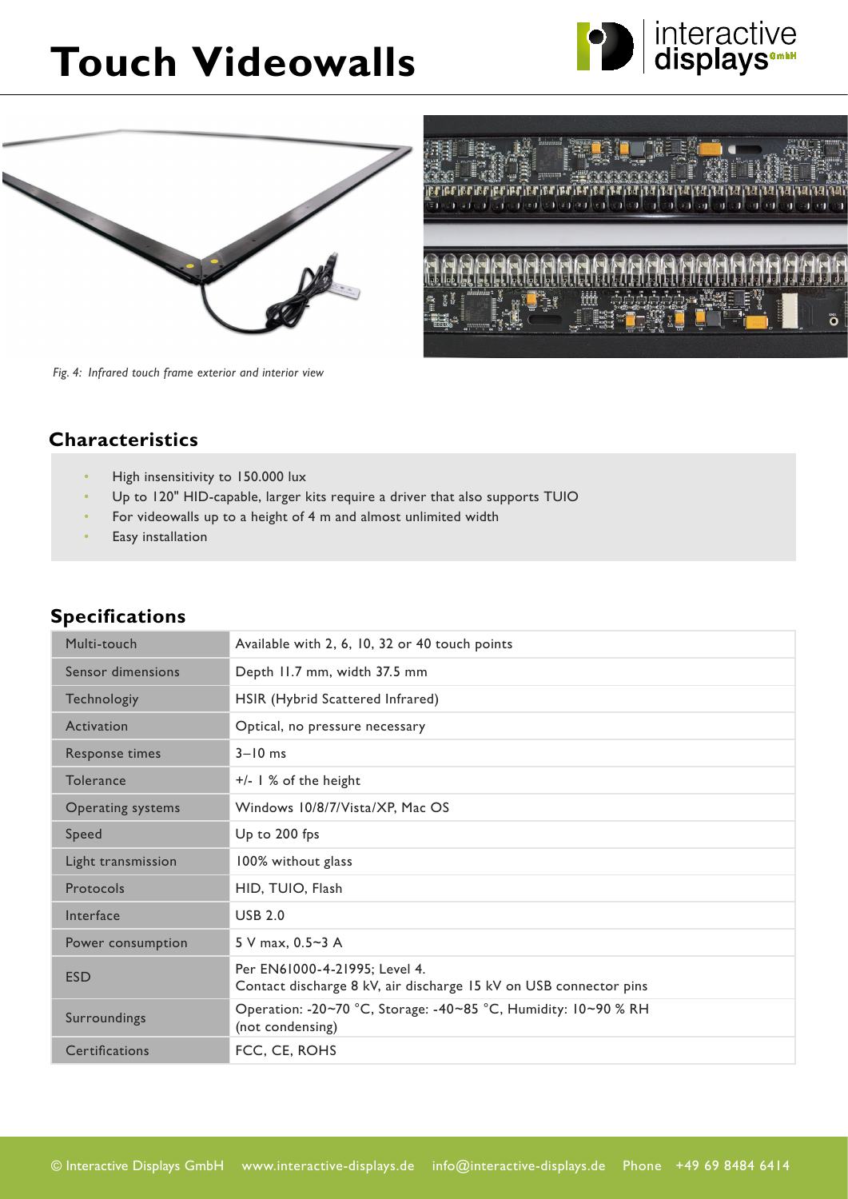# Touch Videowalls

*Fig. 4: Infrared touch frame exterior and interior view*

## Characteristics

- High insensitivity to 150.000 lux
- Up to 120" HID-capable, larger kits require a driver that also supports TUIO
- For videowalls up to a height of 4 m and almost unlimited width
- Easy installation

## Specifications

| | |
|---|---|
| Multi-touch | Available with 2, 6, 10, 32 or 40 touch points |
| Sensor dimensions | Depth 11.7 mm, width 37.5 mm |
| Technologiy | HSIR (Hybrid Scattered Infrared) |
| Activation | Optical, no pressure necessary |
| Response times | 3–10 ms |
| Tolerance | +/- 1 % of the height |
| Operating systems | Windows 10/8/7/Vista/XP, Mac OS |
| Speed | Up to 200 fps |
| Light transmission | 100% without glass |
| Protocols | HID, TUIO, Flash |
| Interface | USB 2.0 |
| Power consumption | 5 V max, 0.5~3 A |
| ESD | Per EN61000-4-21995; Level 4.<br>Contact discharge 8 kV, air discharge 15 kV on USB connector pins |
| Surroundings | Operation: -20~70 °C, Storage: -40~85 °C, Humidity: 10~90 % RH (not condensing) |
| Certifications | FCC, CE, ROHS |

© Interactive Displays GmbH www.interactive-displays.de info@interactive-displays.de Phone +49 69 8484 6414